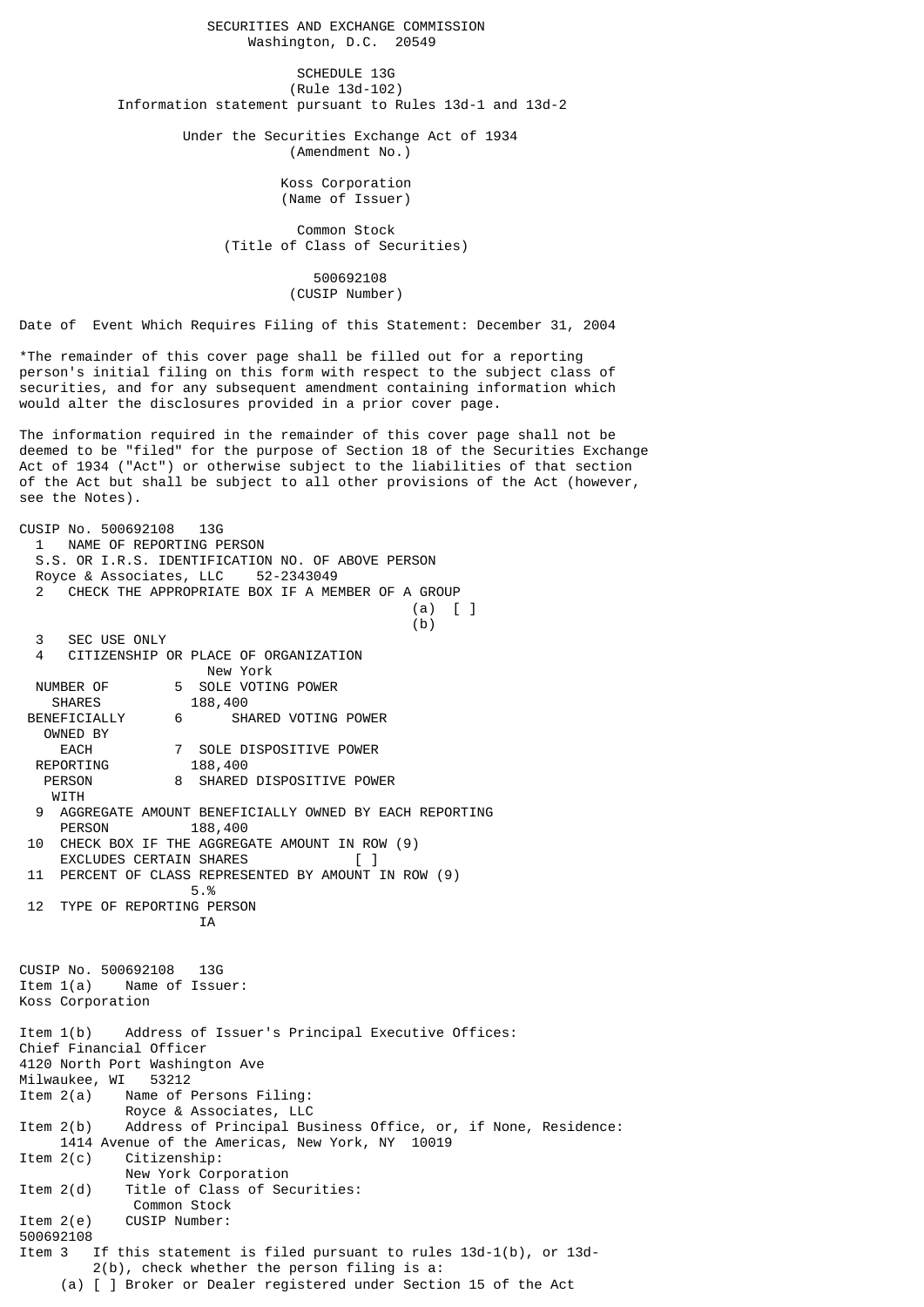SECURITIES AND EXCHANGE COMMISSION
Washington, D.C. 20549

# SCHEDULE 13G
(Rule 13d-102)
Information statement pursuant to Rules 13d-1 and 13d-2

Under the Securities Exchange Act of 1934
(Amendment No.)

Koss Corporation
(Name of Issuer)

Common Stock
(Title of Class of Securities)

500692108
(CUSIP Number)

Date of Event Which Requires Filing of this Statement: December 31, 2004

*The remainder of this cover page shall be filled out for a reporting person's initial filing on this form with respect to the subject class of securities, and for any subsequent amendment containing information which would alter the disclosures provided in a prior cover page.

The information required in the remainder of this cover page shall not be deemed to be "filed" for the purpose of Section 18 of the Securities Exchange Act of 1934 ("Act") or otherwise subject to the liabilities of that section of the Act but shall be subject to all other provisions of the Act (however, see the Notes).

CUSIP No. 500692108 13G

1 NAME OF REPORTING PERSON
S.S. OR I.R.S. IDENTIFICATION NO. OF ABOVE PERSON
Royce & Associates, LLC 52-2343049

2 CHECK THE APPROPRIATE BOX IF A MEMBER OF A GROUP
(a) [ ]
(b)

3 SEC USE ONLY

4 CITIZENSHIP OR PLACE OF ORGANIZATION
New York

NUMBER OF SHARES BENEFICIALLY OWNED BY EACH REPORTING PERSON WITH

5 SOLE VOTING POWER
188,400

6 SHARED VOTING POWER

7 SOLE DISPOSITIVE POWER
188,400

8 SHARED DISPOSITIVE POWER

9 AGGREGATE AMOUNT BENEFICIALLY OWNED BY EACH REPORTING PERSON
188,400

10 CHECK BOX IF THE AGGREGATE AMOUNT IN ROW (9) EXCLUDES CERTAIN SHARES [ ]

11 PERCENT OF CLASS REPRESENTED BY AMOUNT IN ROW (9)
5.%

12 TYPE OF REPORTING PERSON
IA

CUSIP No. 500692108 13G

Item 1(a) Name of Issuer:
Koss Corporation

Item 1(b) Address of Issuer's Principal Executive Offices:
Chief Financial Officer
4120 North Port Washington Ave
Milwaukee, WI 53212

Item 2(a) Name of Persons Filing:
Royce & Associates, LLC

Item 2(b) Address of Principal Business Office, or, if None, Residence:
1414 Avenue of the Americas, New York, NY 10019

Item 2(c) Citizenship:
New York Corporation

Item 2(d) Title of Class of Securities:
Common Stock

Item 2(e) CUSIP Number:
500692108

Item 3 If this statement is filed pursuant to rules 13d-1(b), or 13d-2(b), check whether the person filing is a:

(a) [ ] Broker or Dealer registered under Section 15 of the Act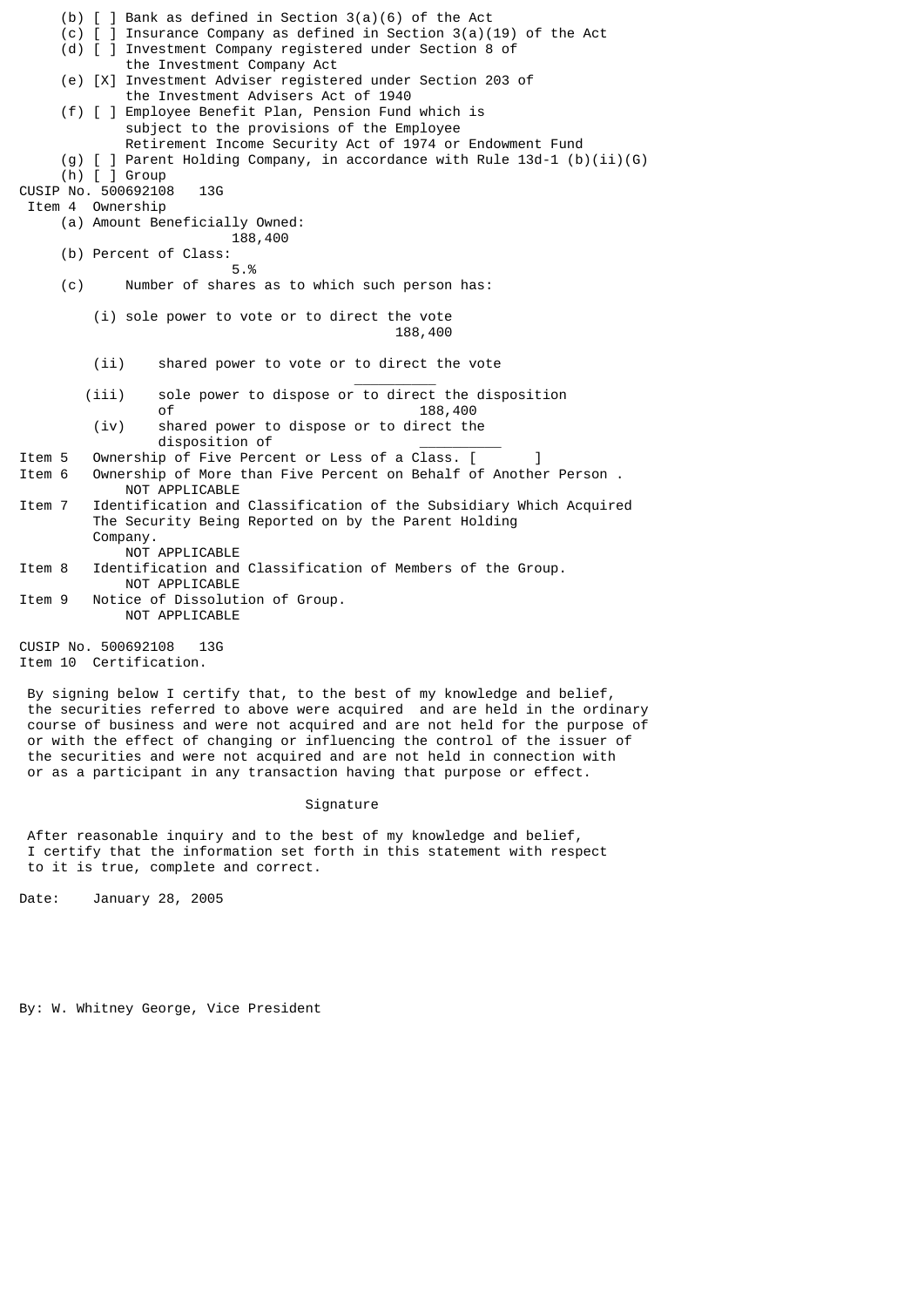(b) [ ] Bank as defined in Section 3(a)(6) of the Act

(c) [ ] Insurance Company as defined in Section 3(a)(19) of the Act

(d) [ ] Investment Company registered under Section 8 of the Investment Company Act

(e) [X] Investment Adviser registered under Section 203 of the Investment Advisers Act of 1940

(f) [ ] Employee Benefit Plan, Pension Fund which is subject to the provisions of the Employee Retirement Income Security Act of 1974 or Endowment Fund

(g) [ ] Parent Holding Company, in accordance with Rule 13d-1 (b)(ii)(G)

(h) [ ] Group

CUSIP No. 500692108 13G

Item 4 Ownership

(a) Amount Beneficially Owned:
188,400

(b) Percent of Class:
5.%

(c) Number of shares as to which such person has:

(i) sole power to vote or to direct the vote
188,400

(ii) shared power to vote or to direct the vote
__________

(iii) sole power to dispose or to direct the disposition of
188,400

(iv) shared power to dispose or to direct the disposition of
__________

Item 5 Ownership of Five Percent or Less of a Class. [ ]

Item 6 Ownership of More than Five Percent on Behalf of Another Person .
NOT APPLICABLE

Item 7 Identification and Classification of the Subsidiary Which Acquired The Security Being Reported on by the Parent Holding Company.
NOT APPLICABLE

Item 8 Identification and Classification of Members of the Group.
NOT APPLICABLE

Item 9 Notice of Dissolution of Group.
NOT APPLICABLE

CUSIP No. 500692108 13G

Item 10 Certification.

By signing below I certify that, to the best of my knowledge and belief, the securities referred to above were acquired and are held in the ordinary course of business and were not acquired and are not held for the purpose of or with the effect of changing or influencing the control of the issuer of the securities and were not acquired and are not held in connection with or as a participant in any transaction having that purpose or effect.

Signature

After reasonable inquiry and to the best of my knowledge and belief, I certify that the information set forth in this statement with respect to it is true, complete and correct.

Date: January 28, 2005

By: W. Whitney George, Vice President